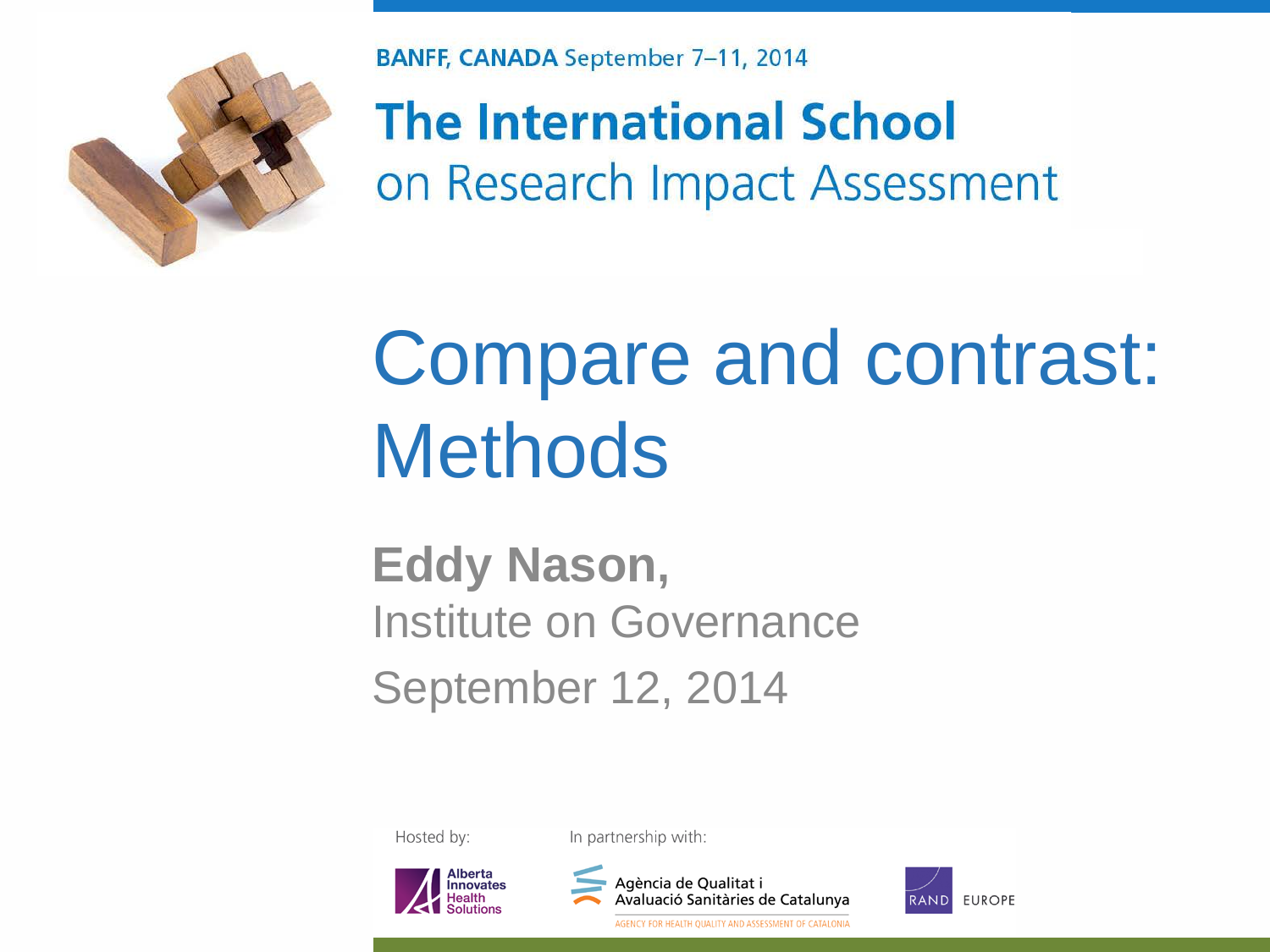BANFF, CANADA September 7–11, 2014

**The International School**
on Research Impact Assessment

# Compare and contrast: Methods

**Eddy Nason,**
Institute on Governance
September 12, 2014

Hosted by: Alberta Innovates Health Solutions

In partnership with: Agència de Qualitat i Avaluació Sanitàries de Catalunya (AGENCY FOR HEALTH QUALITY AND ASSESSMENT OF CATALONIA), RAND EUROPE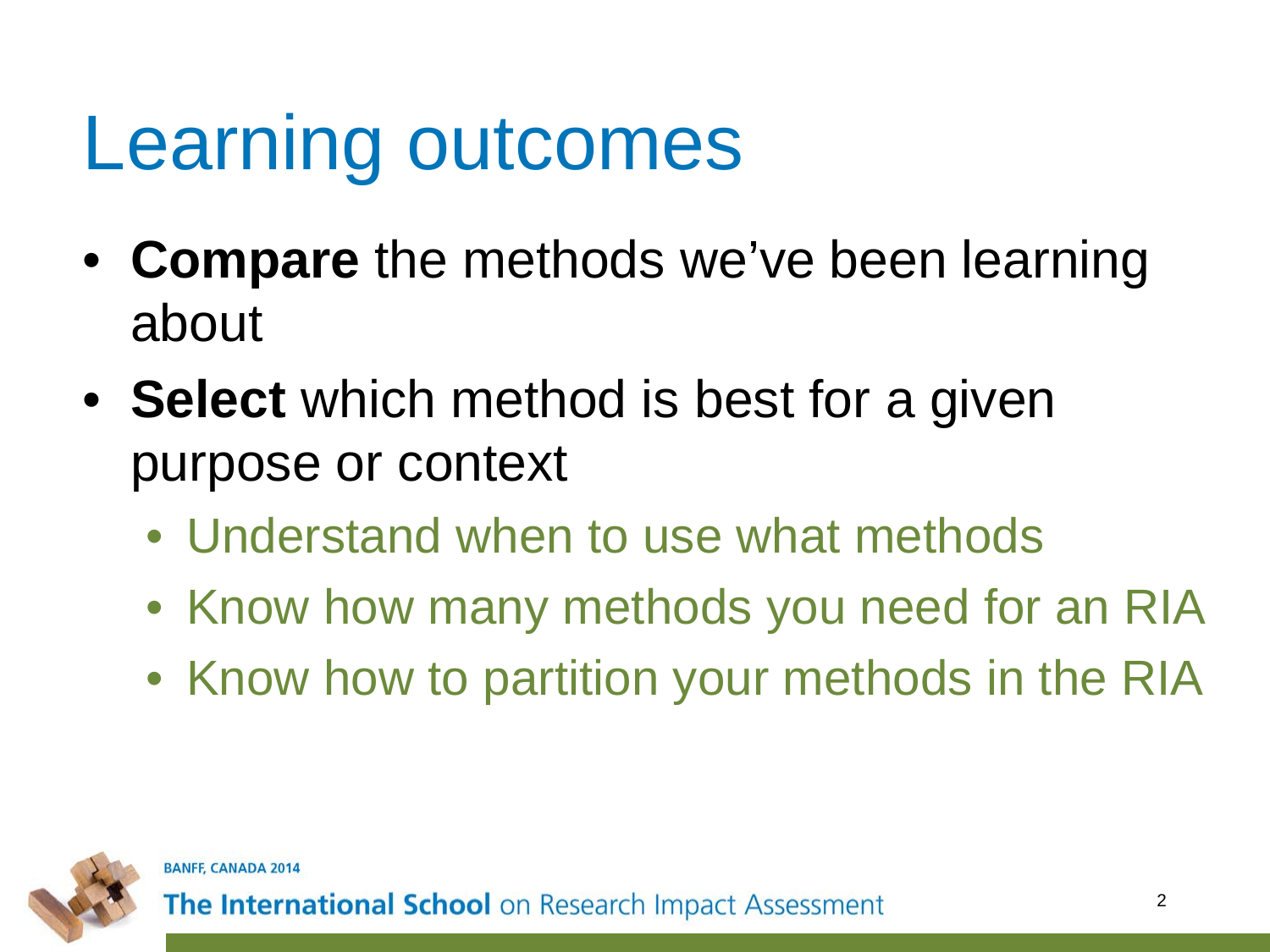# Learning outcomes

- **Compare** the methods we've been learning about
- **Select** which method is best for a given purpose or context
  - Understand when to use what methods
  - Know how many methods you need for an RIA
  - Know how to partition your methods in the RIA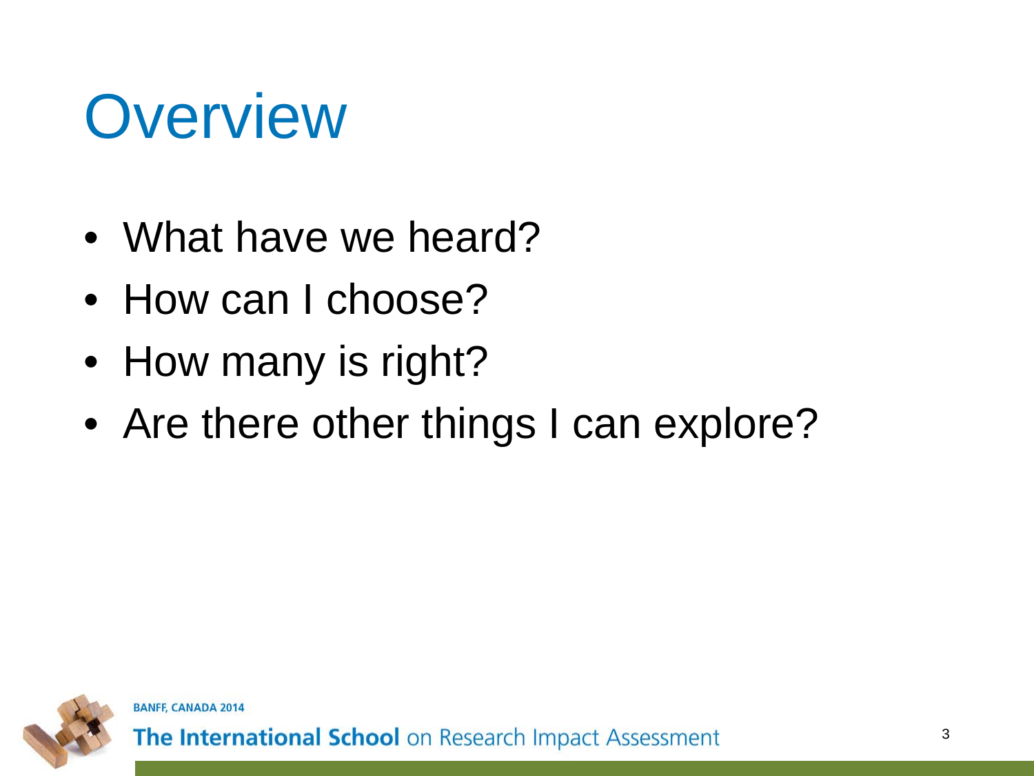# Overview

- What have we heard?
- How can I choose?
- How many is right?
- Are there other things I can explore?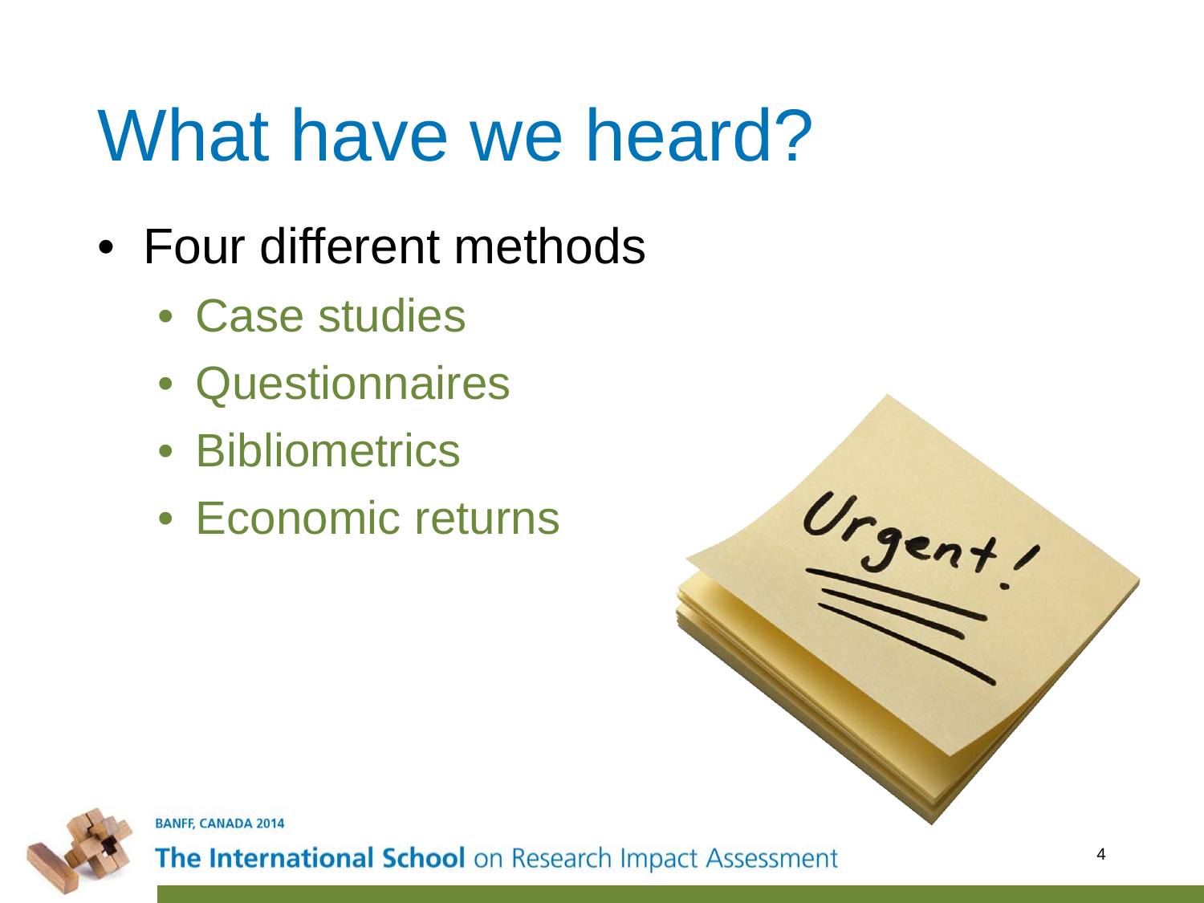# What have we heard?

- Four different methods
  - Case studies
  - Questionnaires
  - Bibliometrics
  - Economic returns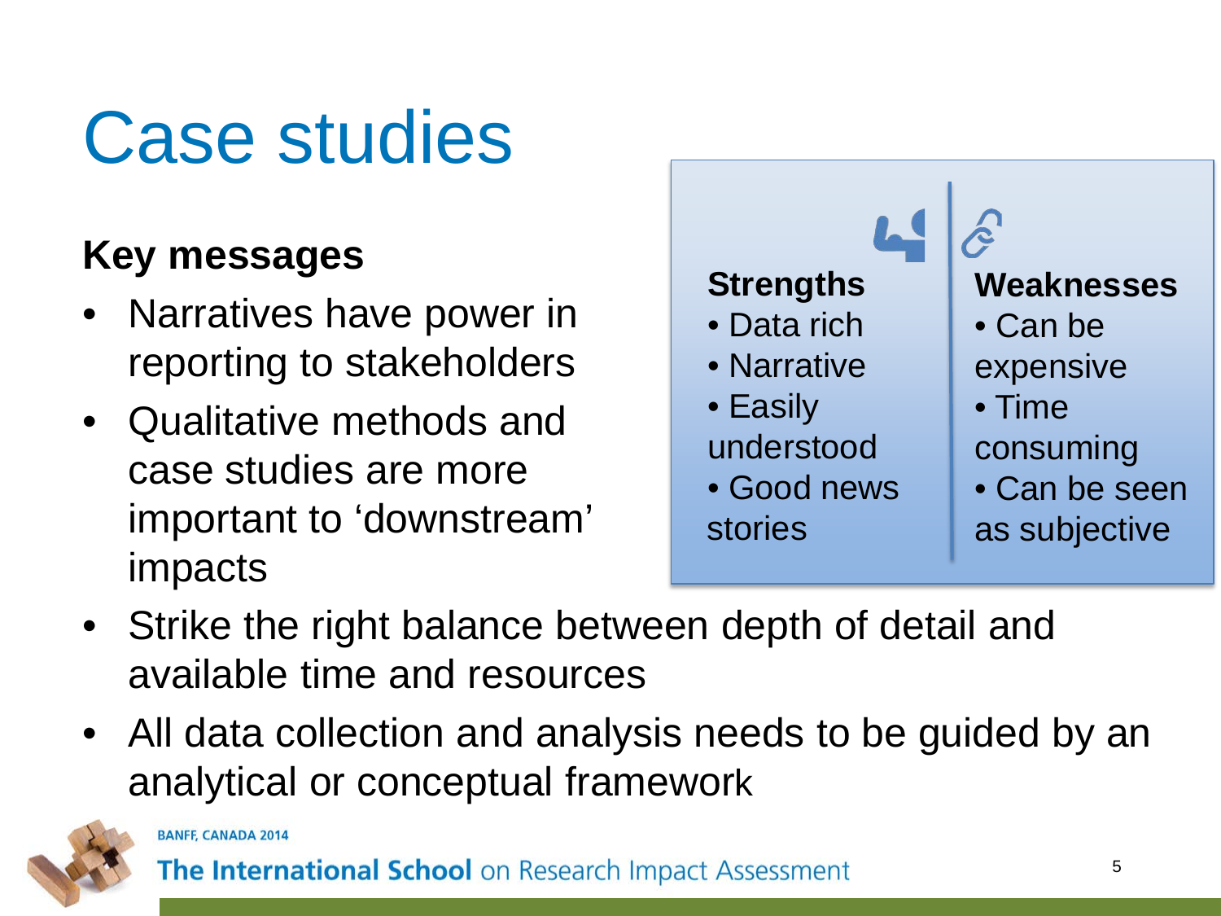# Case studies

### Key messages

- Narratives have power in reporting to stakeholders
- Qualitative methods and case studies are more important to 'downstream' impacts

| Strengths | Weaknesses |
| --- | --- |
| • Data rich | • Can be expensive |
| • Narrative | • Time consuming |
| • Easily understood | • Can be seen as subjective |
| • Good news stories | |

- Strike the right balance between depth of detail and available time and resources
- All data collection and analysis needs to be guided by an analytical or conceptual framework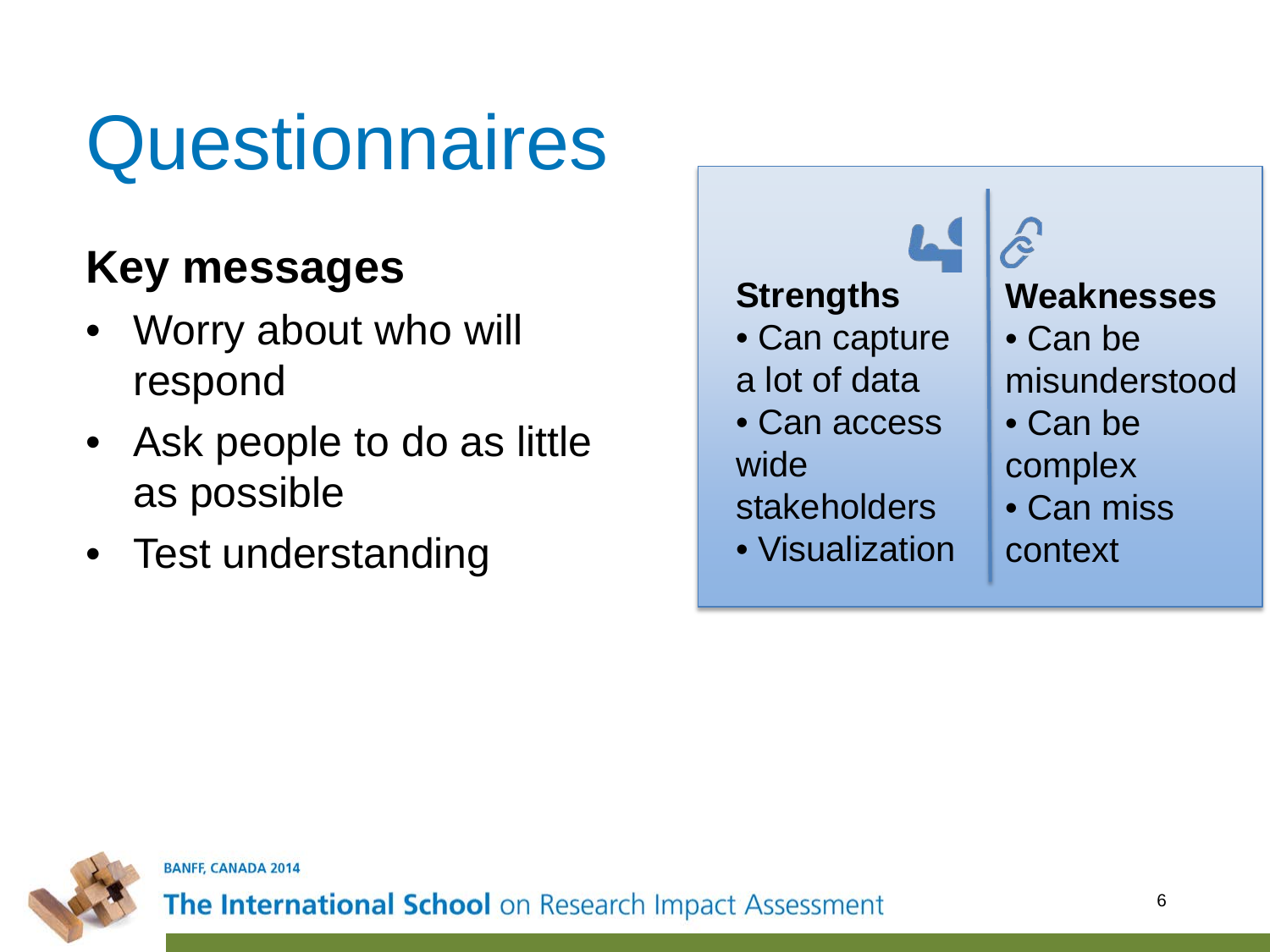# Questionnaires

### Key messages

- Worry about who will respond
- Ask people to do as little as possible
- Test understanding

| Strengths | Weaknesses |
| --- | --- |
| • Can capture a lot of data<br>• Can access wide stakeholders<br>• Visualization | • Can be misunderstood<br>• Can be complex<br>• Can miss context |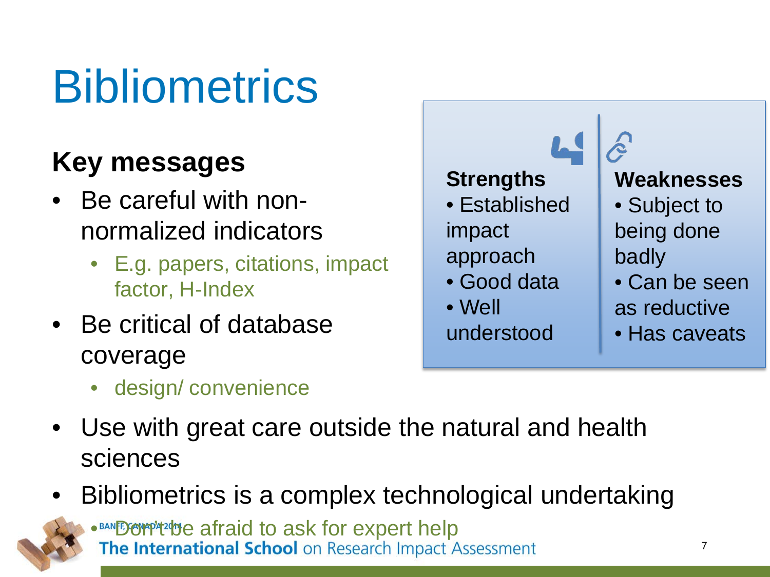# Bibliometrics

## Key messages

- Be careful with non-normalized indicators
  - E.g. papers, citations, impact factor, H-Index
- Be critical of database coverage
  - design/ convenience

| Strengths | Weaknesses |
| --- | --- |
| • Established impact approach<br>• Good data<br>• Well understood | • Subject to being done badly<br>• Can be seen as reductive<br>• Has caveats |

- Use with great care outside the natural and health sciences
- Bibliometrics is a complex technological undertaking
  - Don't be afraid to ask for expert help

BANFF, CANADA 2014

**The International School** on Research Impact Assessment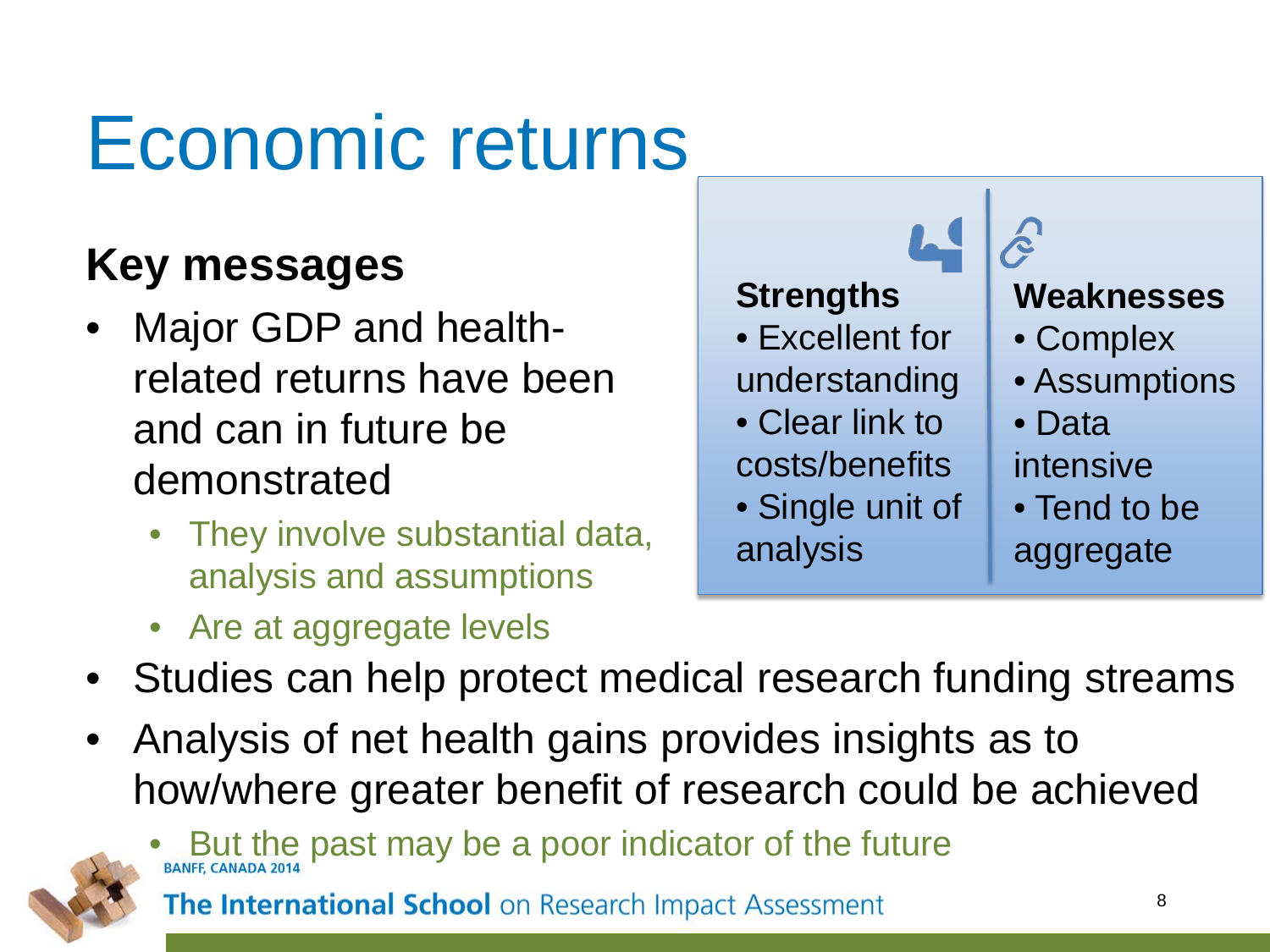# Economic returns

## Key messages

- Major GDP and health-related returns have been and can in future be demonstrated
  - They involve substantial data, analysis and assumptions
  - Are at aggregate levels
- Studies can help protect medical research funding streams
- Analysis of net health gains provides insights as to how/where greater benefit of research could be achieved
  - But the past may be a poor indicator of the future

| Strengths | Weaknesses |
|---|---|
| • Excellent for understanding | • Complex |
| • Clear link to costs/benefits | • Assumptions |
| • Single unit of analysis | • Data intensive |
| | • Tend to be aggregate |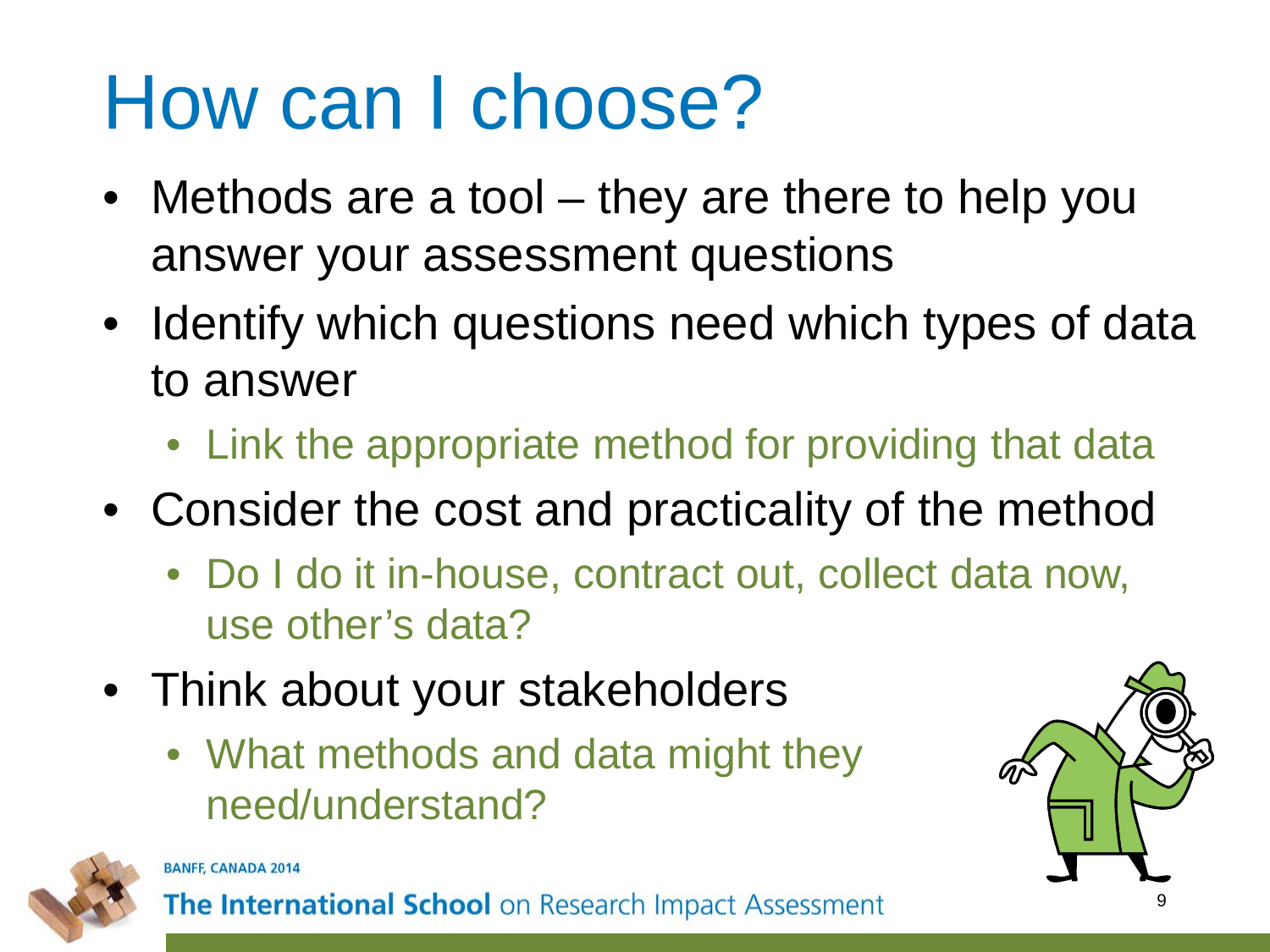# How can I choose?

- Methods are a tool – they are there to help you answer your assessment questions
- Identify which questions need which types of data to answer
  - Link the appropriate method for providing that data
- Consider the cost and practicality of the method
  - Do I do it in-house, contract out, collect data now, use other's data?
- Think about your stakeholders
  - What methods and data might they need/understand?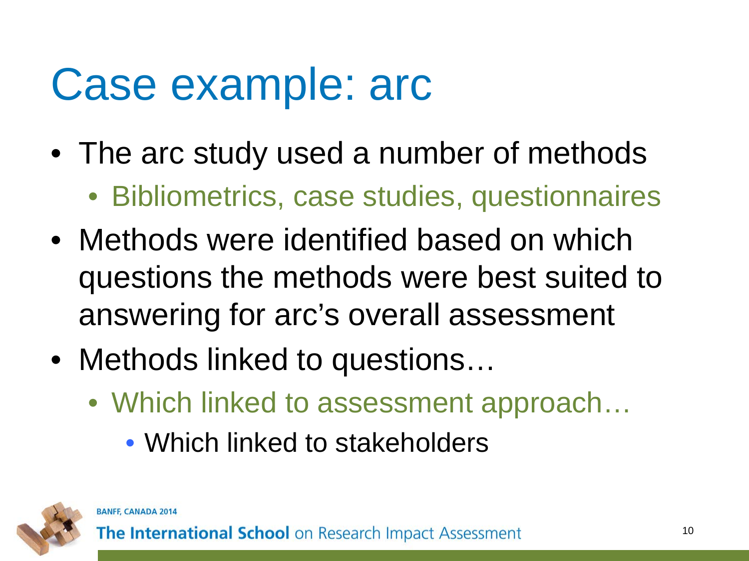# Case example: arc

- The arc study used a number of methods
  - Bibliometrics, case studies, questionnaires
- Methods were identified based on which questions the methods were best suited to answering for arc's overall assessment
- Methods linked to questions…
  - Which linked to assessment approach…
    - Which linked to stakeholders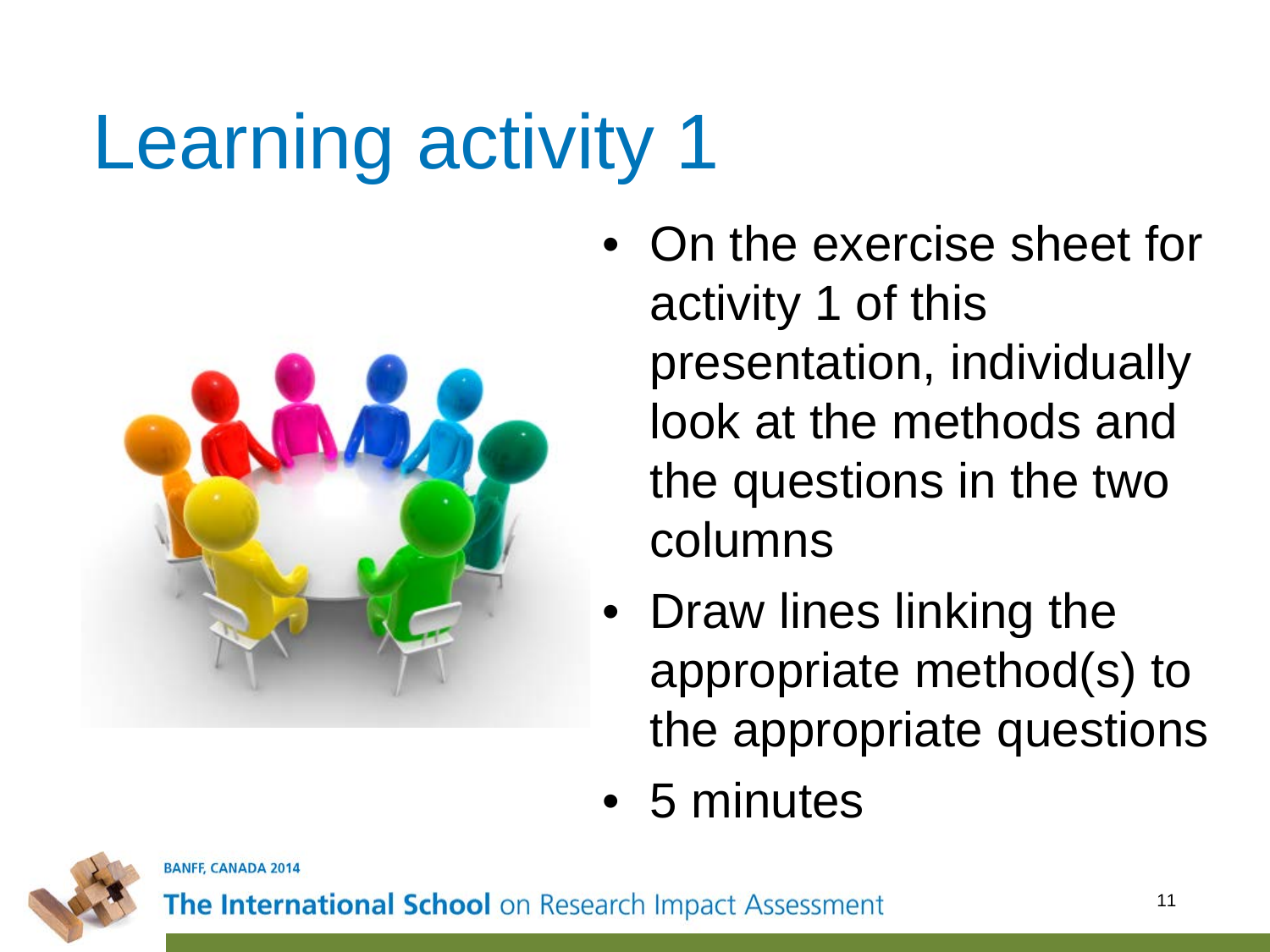# Learning activity 1

- On the exercise sheet for activity 1 of this presentation, individually look at the methods and the questions in the two columns
- Draw lines linking the appropriate method(s) to the appropriate questions
- 5 minutes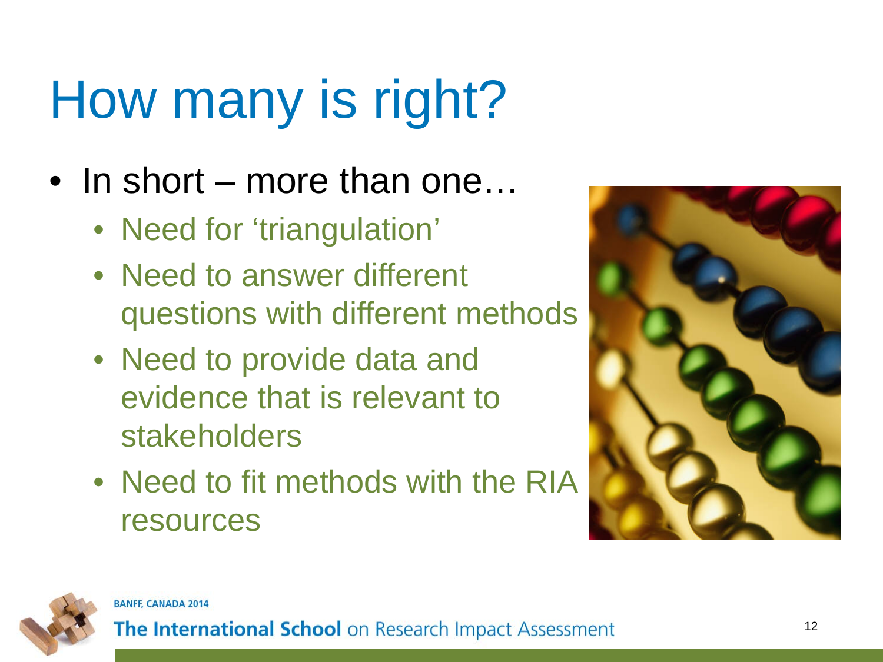# How many is right?

- In short – more than one…
  - Need for 'triangulation'
  - Need to answer different questions with different methods
  - Need to provide data and evidence that is relevant to stakeholders
  - Need to fit methods with the RIA resources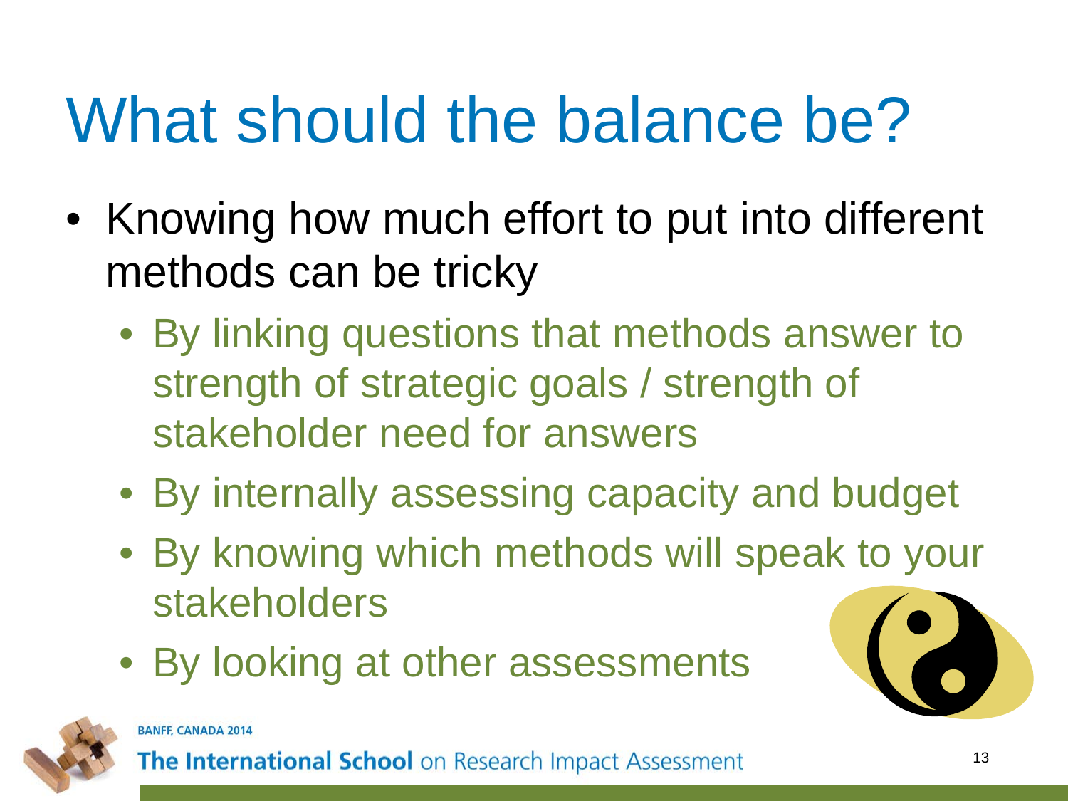# What should the balance be?

- Knowing how much effort to put into different methods can be tricky
  - By linking questions that methods answer to strength of strategic goals / strength of stakeholder need for answers
  - By internally assessing capacity and budget
  - By knowing which methods will speak to your stakeholders
  - By looking at other assessments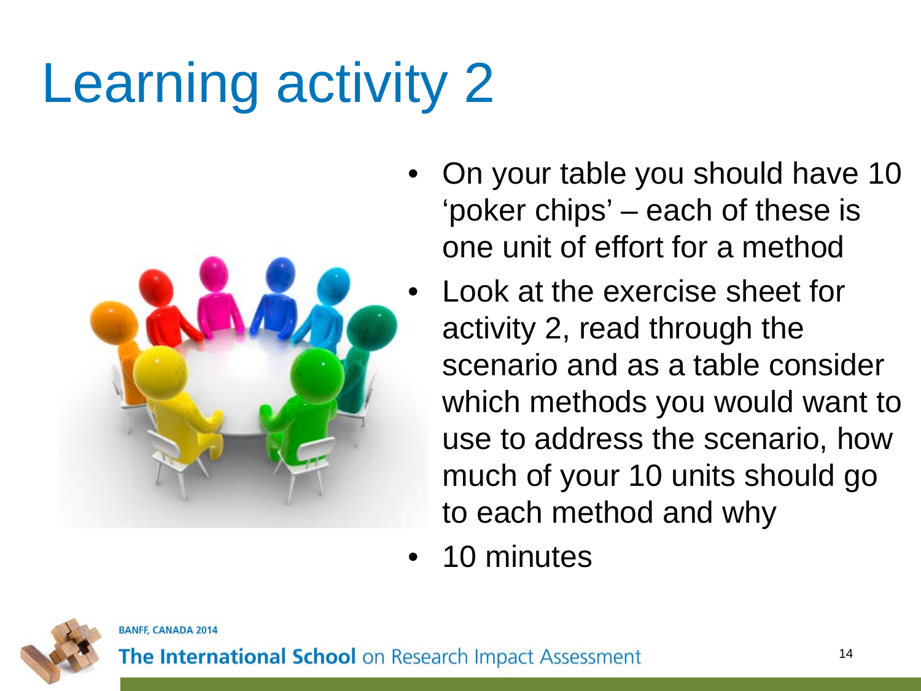# Learning activity 2

- On your table you should have 10 'poker chips' – each of these is one unit of effort for a method
- Look at the exercise sheet for activity 2, read through the scenario and as a table consider which methods you would want to use to address the scenario, how much of your 10 units should go to each method and why
- 10 minutes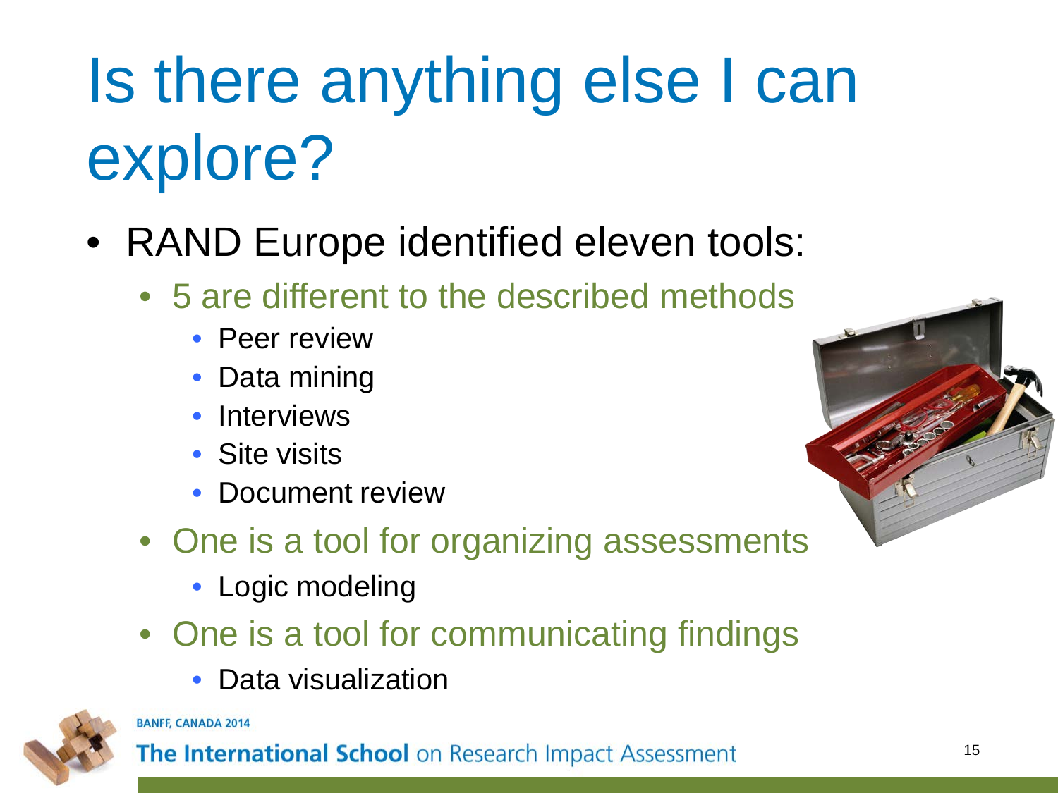# Is there anything else I can explore?

- RAND Europe identified eleven tools:
  - 5 are different to the described methods
    - Peer review
    - Data mining
    - Interviews
    - Site visits
    - Document review
  - One is a tool for organizing assessments
    - Logic modeling
  - One is a tool for communicating findings
    - Data visualization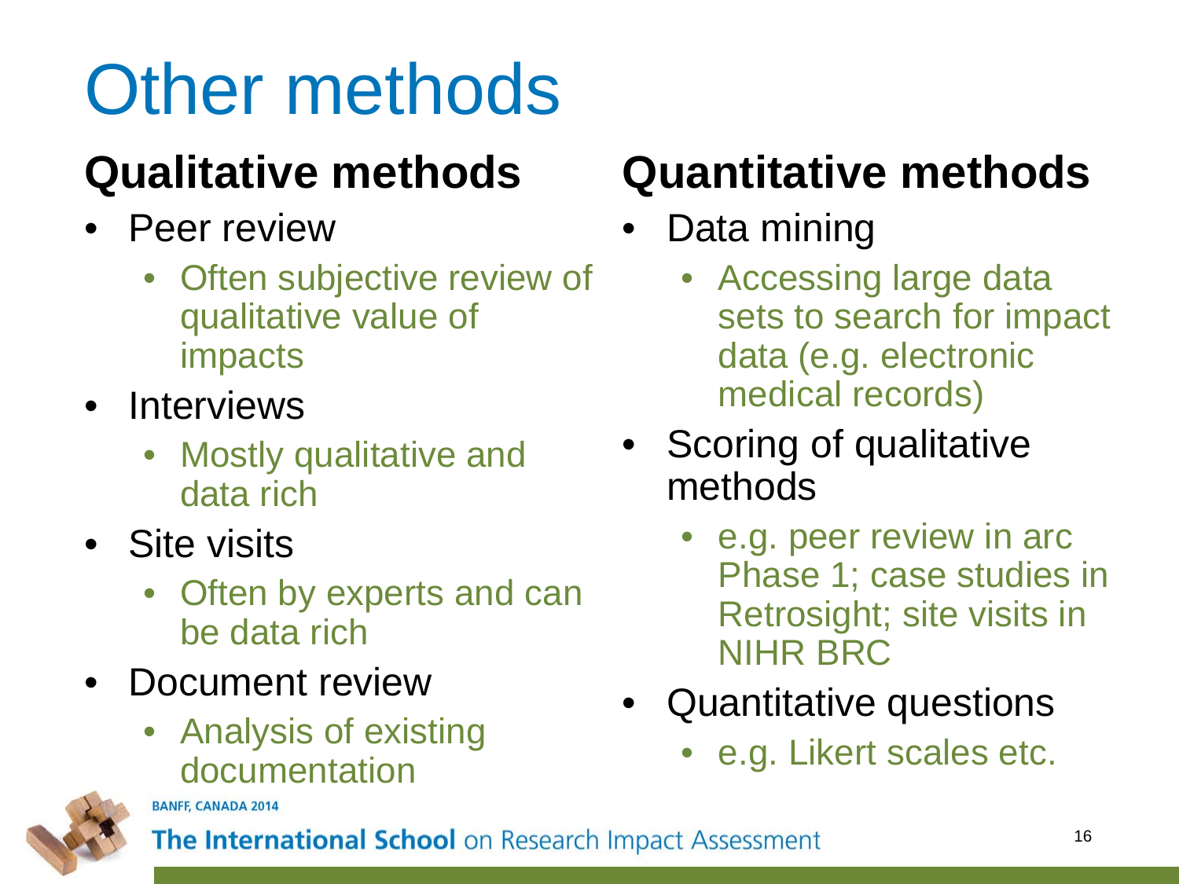# Other methods

## Qualitative methods

- Peer review
  - Often subjective review of qualitative value of impacts
- Interviews
  - Mostly qualitative and data rich
- Site visits
  - Often by experts and can be data rich
- Document review
  - Analysis of existing documentation

## Quantitative methods

- Data mining
  - Accessing large data sets to search for impact data (e.g. electronic medical records)
- Scoring of qualitative methods
  - e.g. peer review in arc Phase 1; case studies in Retrosight; site visits in NIHR BRC
- Quantitative questions
  - e.g. Likert scales etc.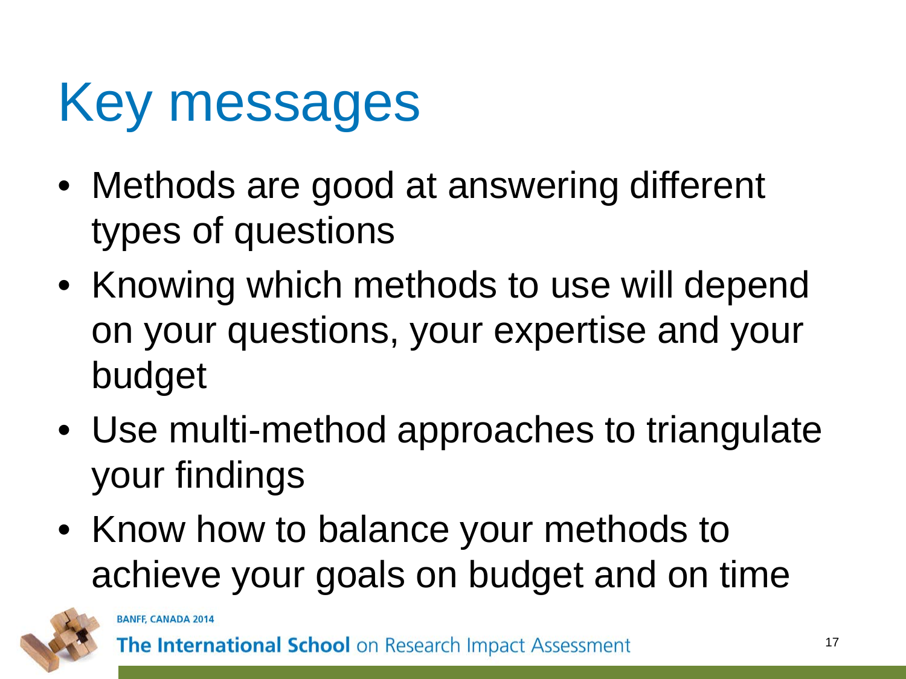# Key messages

- Methods are good at answering different types of questions
- Knowing which methods to use will depend on your questions, your expertise and your budget
- Use multi-method approaches to triangulate your findings
- Know how to balance your methods to achieve your goals on budget and on time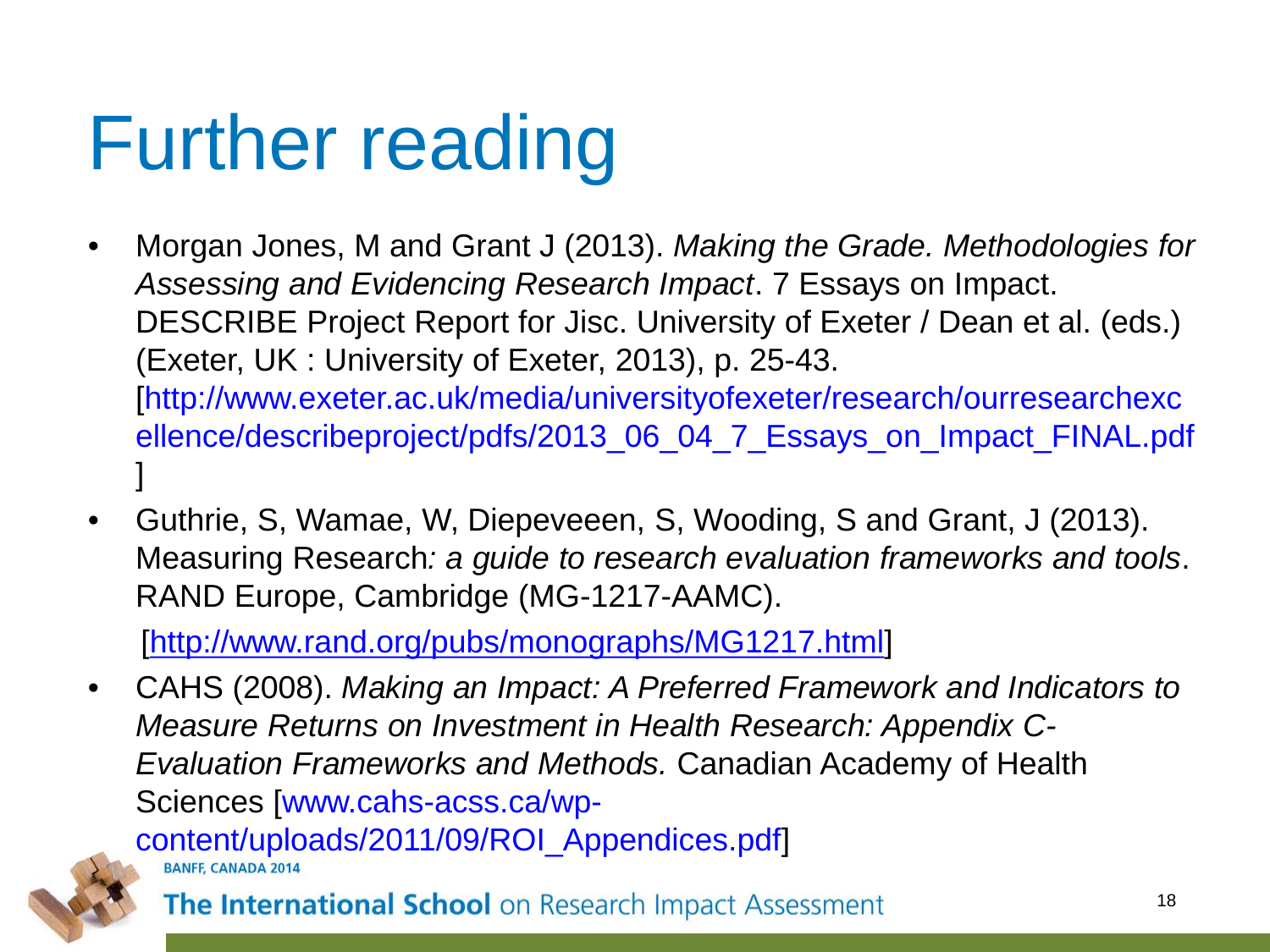# Further reading

- Morgan Jones, M and Grant J (2013). *Making the Grade. Methodologies for Assessing and Evidencing Research Impact*. 7 Essays on Impact. DESCRIBE Project Report for Jisc. University of Exeter / Dean et al. (eds.) (Exeter, UK : University of Exeter, 2013), p. 25-43. [http://www.exeter.ac.uk/media/universityofexeter/research/ourresearchexcellence/describeproject/pdfs/2013_06_04_7_Essays_on_Impact_FINAL.pdf]
- Guthrie, S, Wamae, W, Diepeveeen, S, Wooding, S and Grant, J (2013). Measuring Research*: a guide to research evaluation frameworks and tools*. RAND Europe, Cambridge (MG-1217-AAMC).

  [http://www.rand.org/pubs/monographs/MG1217.html]
- CAHS (2008). *Making an Impact: A Preferred Framework and Indicators to Measure Returns on Investment in Health Research: Appendix C-Evaluation Frameworks and Methods.* Canadian Academy of Health Sciences [www.cahs-acss.ca/wp-content/uploads/2011/09/ROI_Appendices.pdf]

BANFF, CANADA 2014

**The International School** on Research Impact Assessment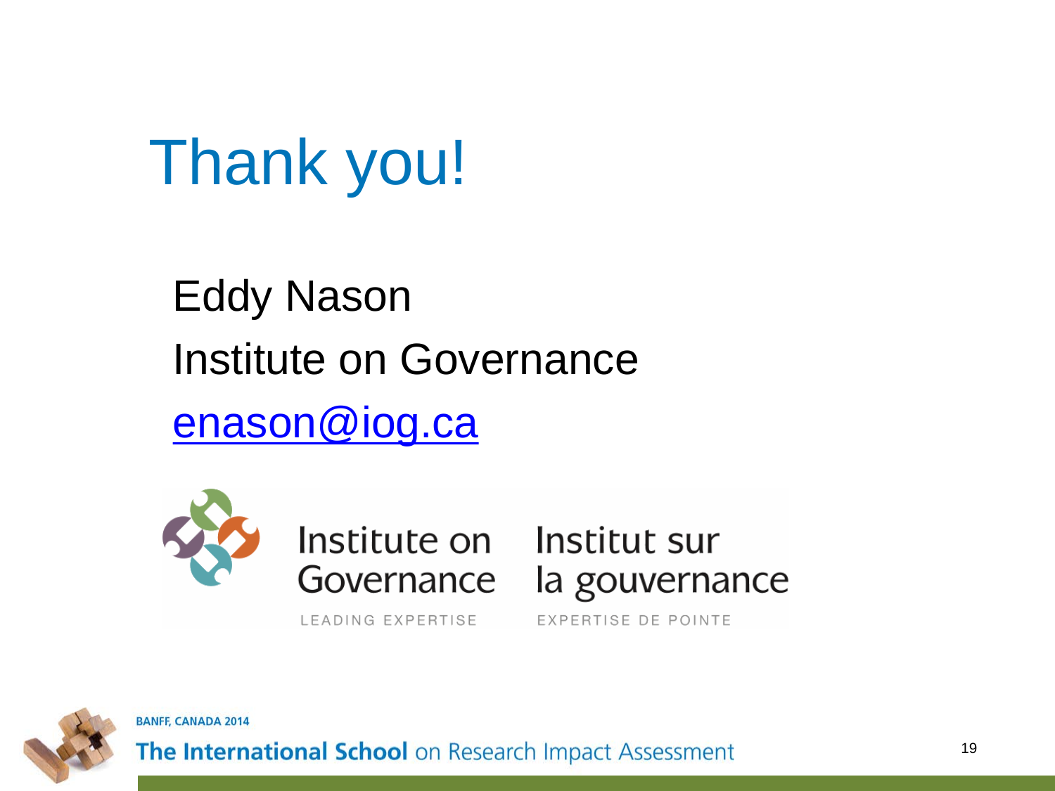# Thank you!

Eddy Nason

Institute on Governance

enason@iog.ca

Institute on Governance
LEADING EXPERTISE

Institut sur la gouvernance
EXPERTISE DE POINTE